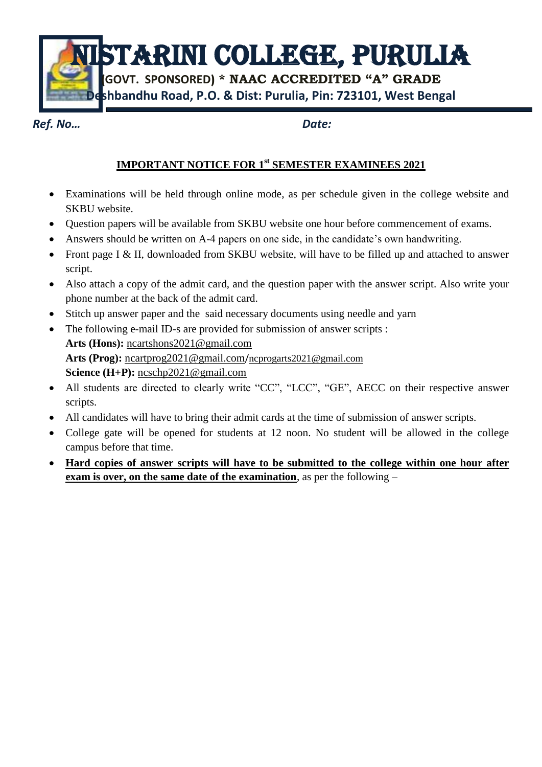# NISTARINI COLLEGE, PURULIA

**(GOVT. SPONSORED) * NAAC ACCREDITED "A" GRADE**

**Deshbandhu Road, P.O. & Dist: Purulia, Pin: 723101, West Bengal**

***Ref. No…*** ***Date:***

## IMPORTANT NOTICE FOR 1st SEMESTER EXAMINEES 2021

- Examinations will be held through online mode, as per schedule given in the college website and SKBU website.
- Question papers will be available from SKBU website one hour before commencement of exams.
- Answers should be written on A-4 papers on one side, in the candidate's own handwriting.
- Front page I & II, downloaded from SKBU website, will have to be filled up and attached to answer script.
- Also attach a copy of the admit card, and the question paper with the answer script. Also write your phone number at the back of the admit card.
- Stitch up answer paper and the said necessary documents using needle and yarn
- The following e-mail ID-s are provided for submission of answer scripts :
  **Arts (Hons):** ncartshons2021@gmail.com
  **Arts (Prog):** ncartprog2021@gmail.com/ncprogarts2021@gmail.com
  **Science (H+P):** ncschp2021@gmail.com
- All students are directed to clearly write "CC", "LCC", "GE", AECC on their respective answer scripts.
- All candidates will have to bring their admit cards at the time of submission of answer scripts.
- College gate will be opened for students at 12 noon. No student will be allowed in the college campus before that time.
- **Hard copies of answer scripts will have to be submitted to the college within one hour after exam is over, on the same date of the examination**, as per the following –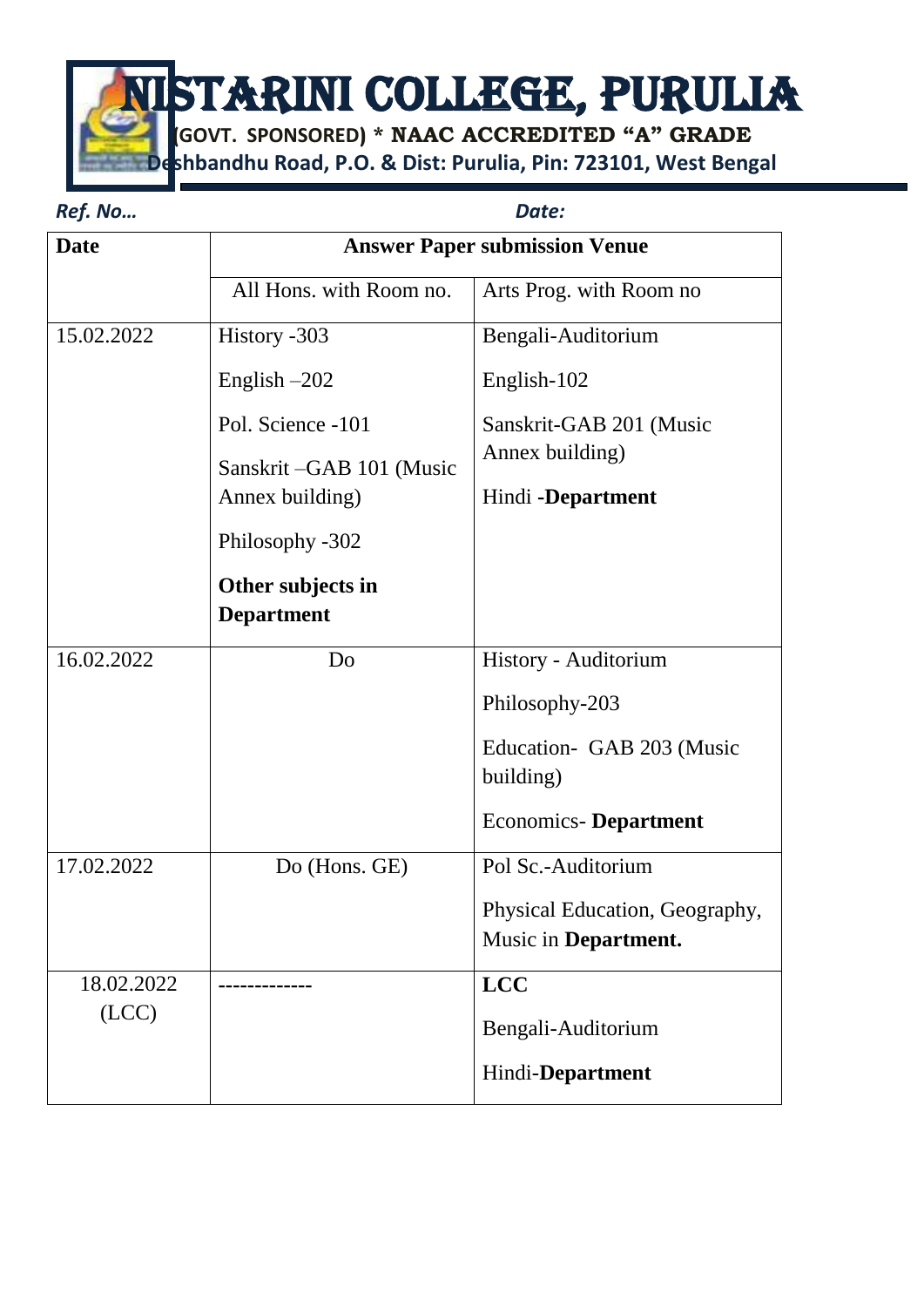# NISTARINI COLLEGE, PURULIA

**(GOVT. SPONSORED) * NAAC ACCREDITED "A" GRADE**

**Deshbandhu Road, P.O. & Dist: Purulia, Pin: 723101, West Bengal**

***Ref. No…*** ***Date:***

| Date | Answer Paper submission Venue | |
|---|---|---|
| | All Hons. with Room no. | Arts Prog. with Room no |
| 15.02.2022 | History -303<br>English –202<br>Pol. Science -101<br>Sanskrit –GAB 101 (Music Annex building)<br>Philosophy -302<br>**Other subjects in Department** | Bengali-Auditorium<br>English-102<br>Sanskrit-GAB 201 (Music Annex building)<br>Hindi **-Department** |
| 16.02.2022 | Do | History - Auditorium<br>Philosophy-203<br>Education- GAB 203 (Music building)<br>Economics- **Department** |
| 17.02.2022 | Do (Hons. GE) | Pol Sc.-Auditorium<br>Physical Education, Geography, Music in **Department.** |
| 18.02.2022 (LCC) | ------------- | **LCC**<br>Bengali-Auditorium<br>Hindi-**Department** |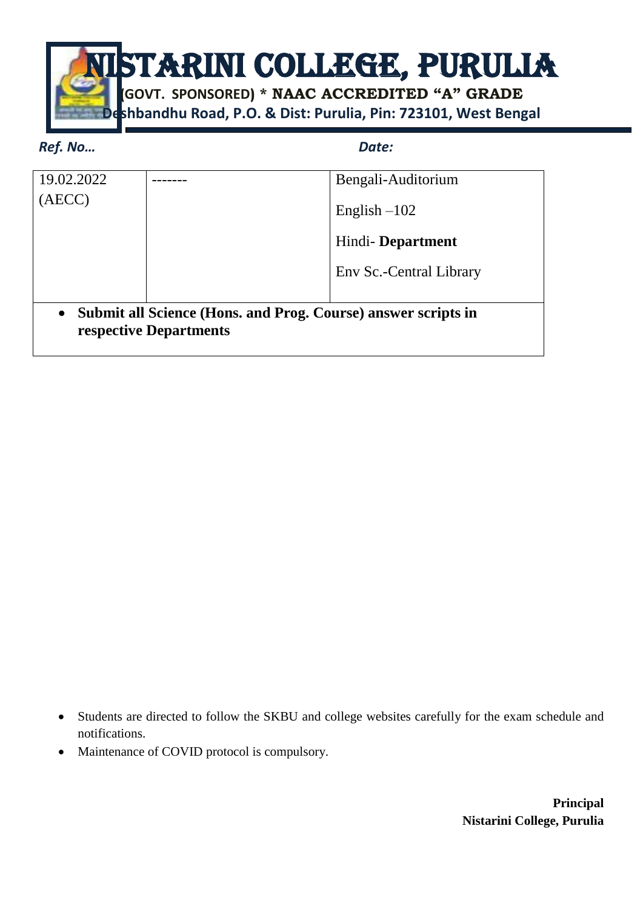# NISTARINI COLLEGE, PURULIA

**(GOVT. SPONSORED) * NAAC ACCREDITED "A" GRADE**

**Deshbandhu Road, P.O. & Dist: Purulia, Pin: 723101, West Bengal**

***Ref. No…*** ***Date:***

| | | |
|---|---|---|
| 19.02.2022<br>(AECC) | ------- | Bengali-Auditorium<br>English –102<br>Hindi- **Department**<br>Env Sc.-Central Library |
| • **Submit all Science (Hons. and Prog. Course) answer scripts in respective Departments** | | |

- Students are directed to follow the SKBU and college websites carefully for the exam schedule and notifications.
- Maintenance of COVID protocol is compulsory.

**Principal**
**Nistarini College, Purulia**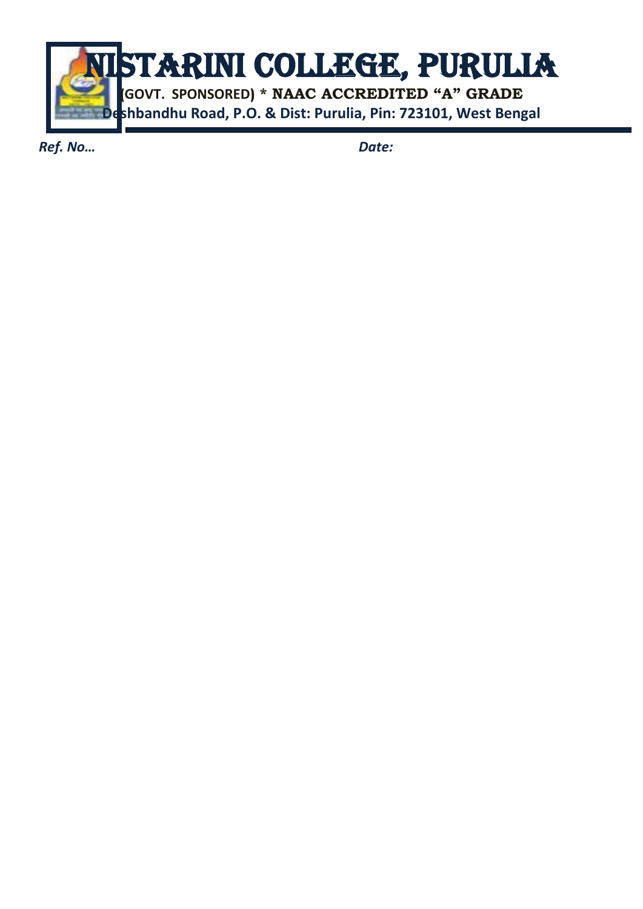# NISTARINI COLLEGE, PURULIA

**(GOVT. SPONSORED) * NAAC ACCREDITED "A" GRADE**

**Deshbandhu Road, P.O. & Dist: Purulia, Pin: 723101, West Bengal**

***Ref. No…*** ***Date:***